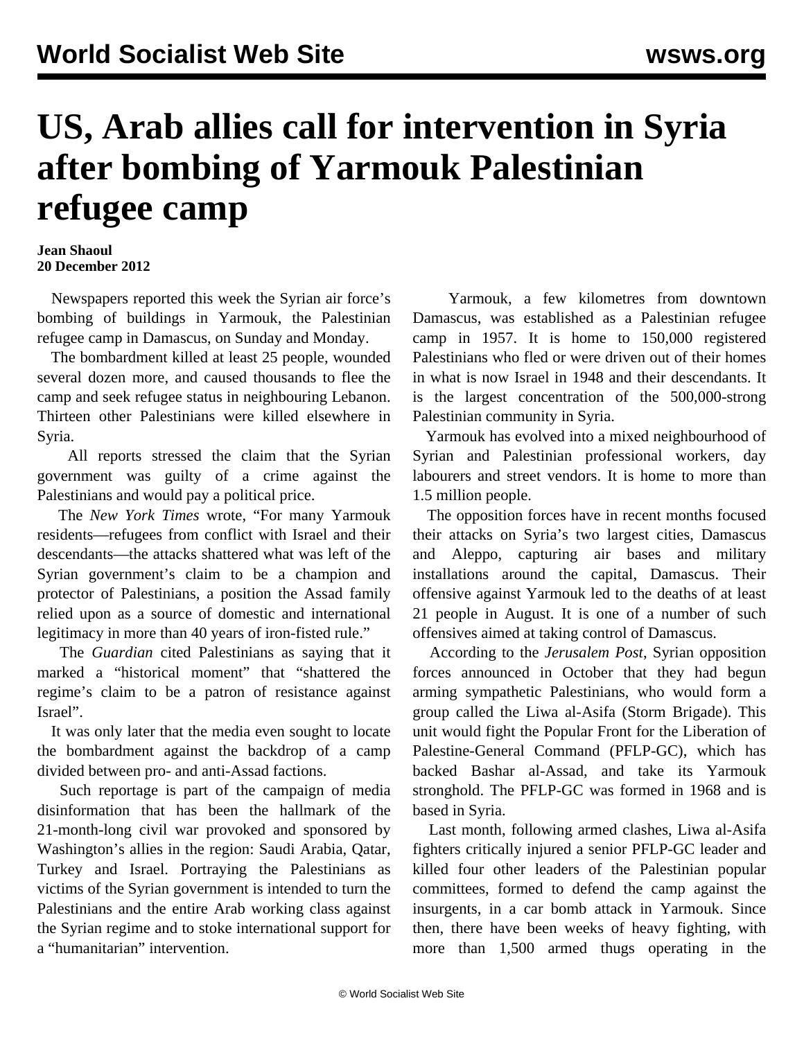# US, Arab allies call for intervention in Syria after bombing of Yarmouk Palestinian refugee camp

**Jean Shaoul**
**20 December 2012**

Newspapers reported this week the Syrian air force's bombing of buildings in Yarmouk, the Palestinian refugee camp in Damascus, on Sunday and Monday.

The bombardment killed at least 25 people, wounded several dozen more, and caused thousands to flee the camp and seek refugee status in neighbouring Lebanon. Thirteen other Palestinians were killed elsewhere in Syria.

All reports stressed the claim that the Syrian government was guilty of a crime against the Palestinians and would pay a political price.

The *New York Times* wrote, "For many Yarmouk residents—refugees from conflict with Israel and their descendants—the attacks shattered what was left of the Syrian government's claim to be a champion and protector of Palestinians, a position the Assad family relied upon as a source of domestic and international legitimacy in more than 40 years of iron-fisted rule."

The *Guardian* cited Palestinians as saying that it marked a "historical moment" that "shattered the regime's claim to be a patron of resistance against Israel".

It was only later that the media even sought to locate the bombardment against the backdrop of a camp divided between pro- and anti-Assad factions.

Such reportage is part of the campaign of media disinformation that has been the hallmark of the 21-month-long civil war provoked and sponsored by Washington's allies in the region: Saudi Arabia, Qatar, Turkey and Israel. Portraying the Palestinians as victims of the Syrian government is intended to turn the Palestinians and the entire Arab working class against the Syrian regime and to stoke international support for a "humanitarian" intervention.

Yarmouk, a few kilometres from downtown Damascus, was established as a Palestinian refugee camp in 1957. It is home to 150,000 registered Palestinians who fled or were driven out of their homes in what is now Israel in 1948 and their descendants. It is the largest concentration of the 500,000-strong Palestinian community in Syria.

Yarmouk has evolved into a mixed neighbourhood of Syrian and Palestinian professional workers, day labourers and street vendors. It is home to more than 1.5 million people.

The opposition forces have in recent months focused their attacks on Syria's two largest cities, Damascus and Aleppo, capturing air bases and military installations around the capital, Damascus. Their offensive against Yarmouk led to the deaths of at least 21 people in August. It is one of a number of such offensives aimed at taking control of Damascus.

According to the *Jerusalem Post*, Syrian opposition forces announced in October that they had begun arming sympathetic Palestinians, who would form a group called the Liwa al-Asifa (Storm Brigade). This unit would fight the Popular Front for the Liberation of Palestine-General Command (PFLP-GC), which has backed Bashar al-Assad, and take its Yarmouk stronghold. The PFLP-GC was formed in 1968 and is based in Syria.

Last month, following armed clashes, Liwa al-Asifa fighters critically injured a senior PFLP-GC leader and killed four other leaders of the Palestinian popular committees, formed to defend the camp against the insurgents, in a car bomb attack in Yarmouk. Since then, there have been weeks of heavy fighting, with more than 1,500 armed thugs operating in the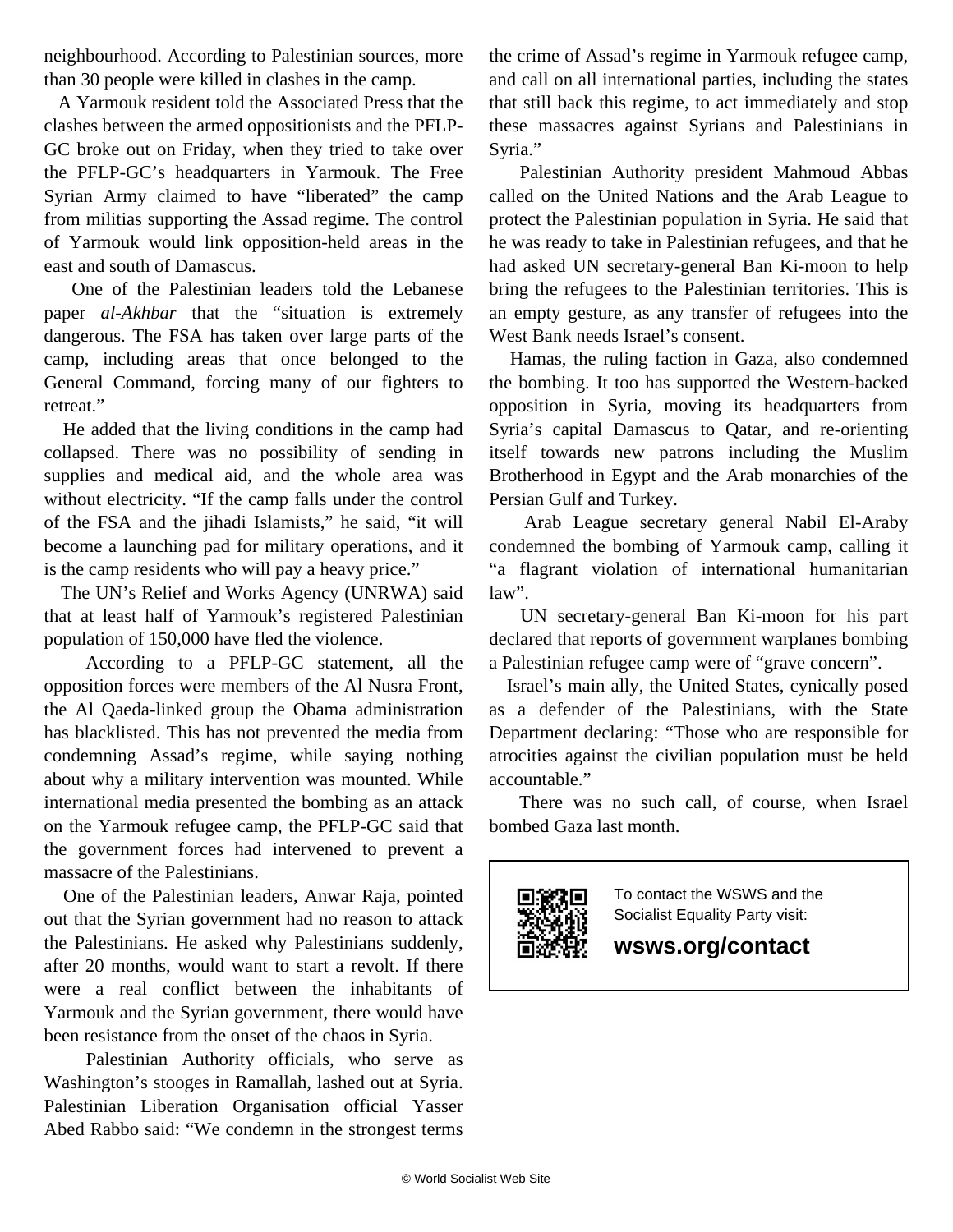neighbourhood. According to Palestinian sources, more than 30 people were killed in clashes in the camp.

A Yarmouk resident told the Associated Press that the clashes between the armed oppositionists and the PFLP-GC broke out on Friday, when they tried to take over the PFLP-GC's headquarters in Yarmouk. The Free Syrian Army claimed to have "liberated" the camp from militias supporting the Assad regime. The control of Yarmouk would link opposition-held areas in the east and south of Damascus.

One of the Palestinian leaders told the Lebanese paper *al-Akhbar* that the "situation is extremely dangerous. The FSA has taken over large parts of the camp, including areas that once belonged to the General Command, forcing many of our fighters to retreat."

He added that the living conditions in the camp had collapsed. There was no possibility of sending in supplies and medical aid, and the whole area was without electricity. "If the camp falls under the control of the FSA and the jihadi Islamists," he said, "it will become a launching pad for military operations, and it is the camp residents who will pay a heavy price."

The UN's Relief and Works Agency (UNRWA) said that at least half of Yarmouk's registered Palestinian population of 150,000 have fled the violence.

According to a PFLP-GC statement, all the opposition forces were members of the Al Nusra Front, the Al Qaeda-linked group the Obama administration has blacklisted. This has not prevented the media from condemning Assad's regime, while saying nothing about why a military intervention was mounted. While international media presented the bombing as an attack on the Yarmouk refugee camp, the PFLP-GC said that the government forces had intervened to prevent a massacre of the Palestinians.

One of the Palestinian leaders, Anwar Raja, pointed out that the Syrian government had no reason to attack the Palestinians. He asked why Palestinians suddenly, after 20 months, would want to start a revolt. If there were a real conflict between the inhabitants of Yarmouk and the Syrian government, there would have been resistance from the onset of the chaos in Syria.

Palestinian Authority officials, who serve as Washington's stooges in Ramallah, lashed out at Syria. Palestinian Liberation Organisation official Yasser Abed Rabbo said: "We condemn in the strongest terms the crime of Assad's regime in Yarmouk refugee camp, and call on all international parties, including the states that still back this regime, to act immediately and stop these massacres against Syrians and Palestinians in Syria."

Palestinian Authority president Mahmoud Abbas called on the United Nations and the Arab League to protect the Palestinian population in Syria. He said that he was ready to take in Palestinian refugees, and that he had asked UN secretary-general Ban Ki-moon to help bring the refugees to the Palestinian territories. This is an empty gesture, as any transfer of refugees into the West Bank needs Israel's consent.

Hamas, the ruling faction in Gaza, also condemned the bombing. It too has supported the Western-backed opposition in Syria, moving its headquarters from Syria's capital Damascus to Qatar, and re-orienting itself towards new patrons including the Muslim Brotherhood in Egypt and the Arab monarchies of the Persian Gulf and Turkey.

Arab League secretary general Nabil El-Araby condemned the bombing of Yarmouk camp, calling it "a flagrant violation of international humanitarian law".

UN secretary-general Ban Ki-moon for his part declared that reports of government warplanes bombing a Palestinian refugee camp were of "grave concern".

Israel's main ally, the United States, cynically posed as a defender of the Palestinians, with the State Department declaring: "Those who are responsible for atrocities against the civilian population must be held accountable."

There was no such call, of course, when Israel bombed Gaza last month.

To contact the WSWS and the Socialist Equality Party visit:

**wsws.org/contact**